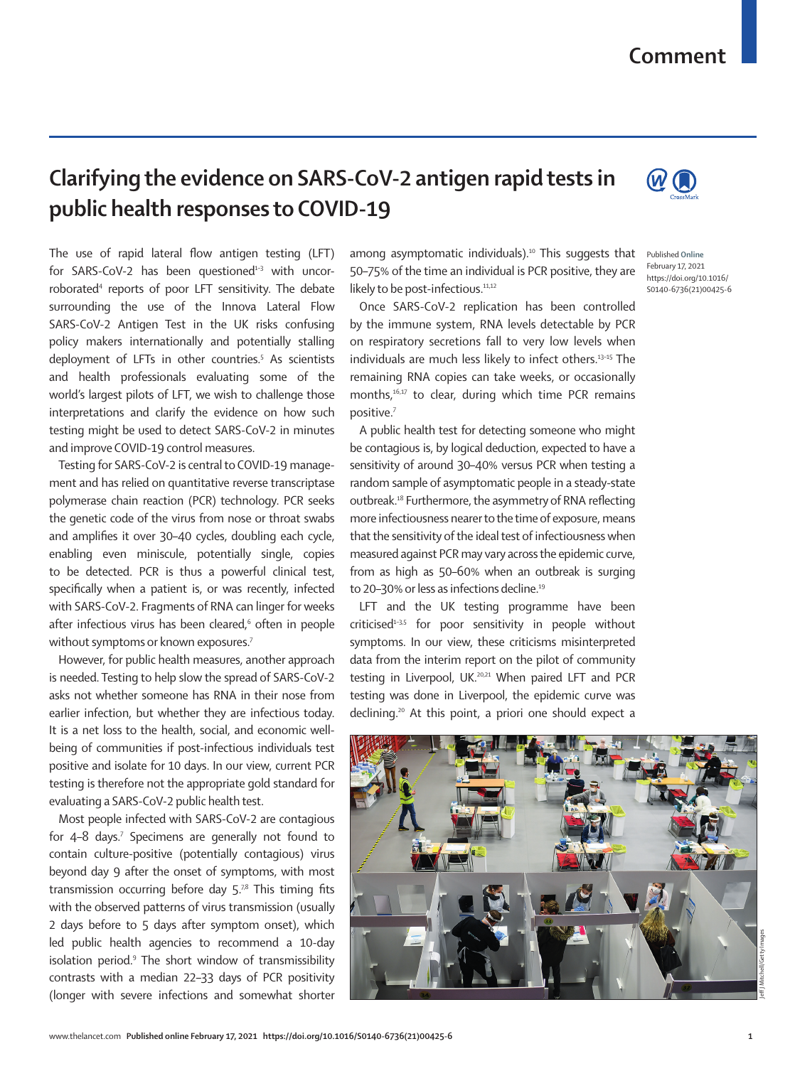# Clarifying the evidence on SARS-CoV-2 antigen rapid tests in public health responses to COVID-19

Published Online February 17, 2021 https://doi.org/10.1016/S0140-6736(21)00425-6

The use of rapid lateral flow antigen testing (LFT) for SARS-CoV-2 has been questioned[1–3] with uncorroborated[4] reports of poor LFT sensitivity. The debate surrounding the use of the Innova Lateral Flow SARS-CoV-2 Antigen Test in the UK risks confusing policy makers internationally and potentially stalling deployment of LFTs in other countries.[5] As scientists and health professionals evaluating some of the world's largest pilots of LFT, we wish to challenge those interpretations and clarify the evidence on how such testing might be used to detect SARS-CoV-2 in minutes and improve COVID-19 control measures.

Testing for SARS-CoV-2 is central to COVID-19 management and has relied on quantitative reverse transcriptase polymerase chain reaction (PCR) technology. PCR seeks the genetic code of the virus from nose or throat swabs and amplifies it over 30–40 cycles, doubling each cycle, enabling even miniscule, potentially single, copies to be detected. PCR is thus a powerful clinical test, specifically when a patient is, or was recently, infected with SARS-CoV-2. Fragments of RNA can linger for weeks after infectious virus has been cleared,[6] often in people without symptoms or known exposures.[7]

However, for public health measures, another approach is needed. Testing to help slow the spread of SARS-CoV-2 asks not whether someone has RNA in their nose from earlier infection, but whether they are infectious today. It is a net loss to the health, social, and economic well-being of communities if post-infectious individuals test positive and isolate for 10 days. In our view, current PCR testing is therefore not the appropriate gold standard for evaluating a SARS-CoV-2 public health test.

Most people infected with SARS-CoV-2 are contagious for 4–8 days.[7] Specimens are generally not found to contain culture-positive (potentially contagious) virus beyond day 9 after the onset of symptoms, with most transmission occurring before day 5.[7,8] This timing fits with the observed patterns of virus transmission (usually 2 days before to 5 days after symptom onset), which led public health agencies to recommend a 10-day isolation period.[9] The short window of transmissibility contrasts with a median 22–33 days of PCR positivity (longer with severe infections and somewhat shorter among asymptomatic individuals).[10] This suggests that 50–75% of the time an individual is PCR positive, they are likely to be post-infectious.[11,12]

Once SARS-CoV-2 replication has been controlled by the immune system, RNA levels detectable by PCR on respiratory secretions fall to very low levels when individuals are much less likely to infect others.[13–15] The remaining RNA copies can take weeks, or occasionally months,[16,17] to clear, during which time PCR remains positive.[7]

A public health test for detecting someone who might be contagious is, by logical deduction, expected to have a sensitivity of around 30–40% versus PCR when testing a random sample of asymptomatic people in a steady-state outbreak.[18] Furthermore, the asymmetry of RNA reflecting more infectiousness nearer to the time of exposure, means that the sensitivity of the ideal test of infectiousness when measured against PCR may vary across the epidemic curve, from as high as 50–60% when an outbreak is surging to 20–30% or less as infections decline.[19]

LFT and the UK testing programme have been criticised[1–3,5] for poor sensitivity in people without symptoms. In our view, these criticisms misinterpreted data from the interim report on the pilot of community testing in Liverpool, UK.[20,21] When paired LFT and PCR testing was done in Liverpool, the epidemic curve was declining.[20] At this point, a priori one should expect a

Jeff J Mitchell/Getty Images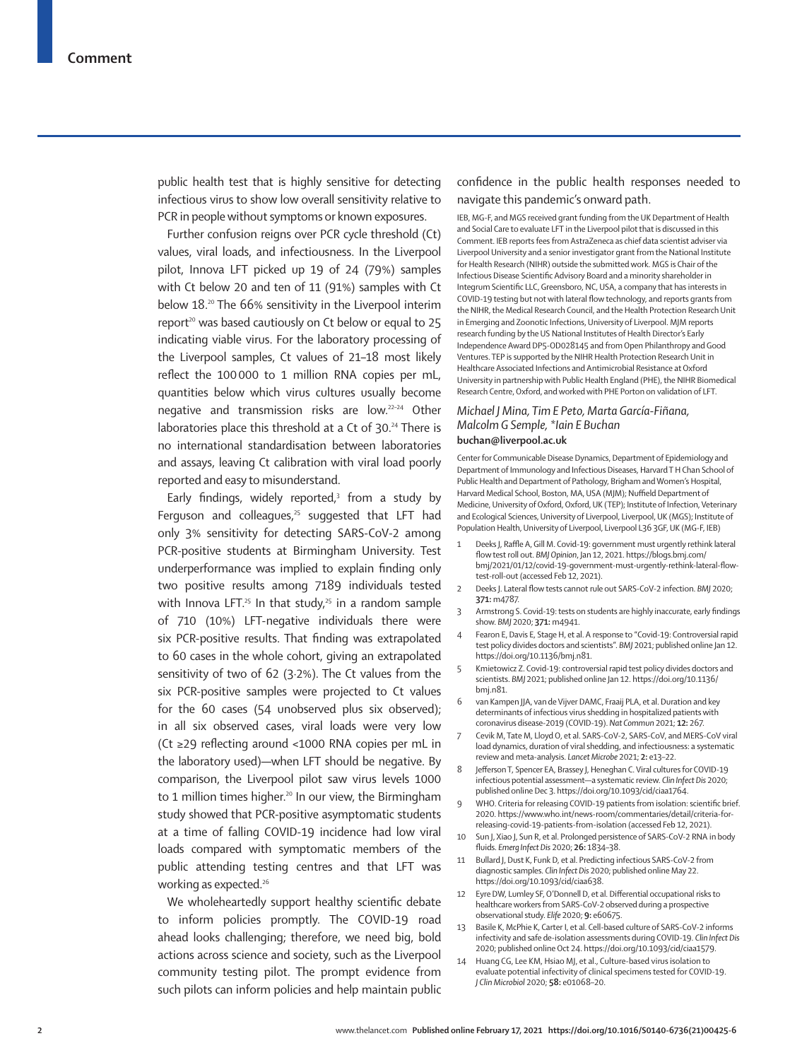public health test that is highly sensitive for detecting infectious virus to show low overall sensitivity relative to PCR in people without symptoms or known exposures.

Further confusion reigns over PCR cycle threshold (Ct) values, viral loads, and infectiousness. In the Liverpool pilot, Innova LFT picked up 19 of 24 (79%) samples with Ct below 20 and ten of 11 (91%) samples with Ct below 18.[20] The 66% sensitivity in the Liverpool interim report[20] was based cautiously on Ct below or equal to 25 indicating viable virus. For the laboratory processing of the Liverpool samples, Ct values of 21–18 most likely reflect the 100 000 to 1 million RNA copies per mL, quantities below which virus cultures usually become negative and transmission risks are low.[22–24] Other laboratories place this threshold at a Ct of 30.[24] There is no international standardisation between laboratories and assays, leaving Ct calibration with viral load poorly reported and easy to misunderstand.

Early findings, widely reported,[3] from a study by Ferguson and colleagues,[25] suggested that LFT had only 3% sensitivity for detecting SARS-CoV-2 among PCR-positive students at Birmingham University. Test underperformance was implied to explain finding only two positive results among 7189 individuals tested with Innova LFT.[25] In that study,[25] in a random sample of 710 (10%) LFT-negative individuals there were six PCR-positive results. That finding was extrapolated to 60 cases in the whole cohort, giving an extrapolated sensitivity of two of 62 (3·2%). The Ct values from the six PCR-positive samples were projected to Ct values for the 60 cases (54 unobserved plus six observed); in all six observed cases, viral loads were very low (Ct ≥29 reflecting around <1000 RNA copies per mL in the laboratory used)—when LFT should be negative. By comparison, the Liverpool pilot saw virus levels 1000 to 1 million times higher.[20] In our view, the Birmingham study showed that PCR-positive asymptomatic students at a time of falling COVID-19 incidence had low viral loads compared with symptomatic members of the public attending testing centres and that LFT was working as expected.[26]

We wholeheartedly support healthy scientific debate to inform policies promptly. The COVID-19 road ahead looks challenging; therefore, we need big, bold actions across science and society, such as the Liverpool community testing pilot. The prompt evidence from such pilots can inform policies and help maintain public confidence in the public health responses needed to navigate this pandemic's onward path.

IEB, MG-F, and MGS received grant funding from the UK Department of Health and Social Care to evaluate LFT in the Liverpool pilot that is discussed in this Comment. IEB reports fees from AstraZeneca as chief data scientist adviser via Liverpool University and a senior investigator grant from the National Institute for Health Research (NIHR) outside the submitted work. MGS is Chair of the Infectious Disease Scientific Advisory Board and a minority shareholder in Integrum Scientific LLC, Greensboro, NC, USA, a company that has interests in COVID-19 testing but not with lateral flow technology, and reports grants from the NIHR, the Medical Research Council, and the Health Protection Research Unit in Emerging and Zoonotic Infections, University of Liverpool. MJM reports research funding by the US National Institutes of Health Director's Early Independence Award DP5-OD028145 and from Open Philanthropy and Good Ventures. TEP is supported by the NIHR Health Protection Research Unit in Healthcare Associated Infections and Antimicrobial Resistance at Oxford University in partnership with Public Health England (PHE), the NIHR Biomedical Research Centre, Oxford, and worked with PHE Porton on validation of LFT.

*Michael J Mina, Tim E Peto, Marta García-Fiñana, Malcolm G Semple, \*Iain E Buchan*
**buchan@liverpool.ac.uk**

Center for Communicable Disease Dynamics, Department of Epidemiology and Department of Immunology and Infectious Diseases, Harvard T H Chan School of Public Health and Department of Pathology, Brigham and Women's Hospital, Harvard Medical School, Boston, MA, USA (MJM); Nuffield Department of Medicine, University of Oxford, Oxford, UK (TEP); Institute of Infection, Veterinary and Ecological Sciences, University of Liverpool, Liverpool, UK (MGS); Institute of Population Health, University of Liverpool, Liverpool L36 3GF, UK (MG-F, IEB)

1. Deeks J, Raffle A, Gill M. Covid-19: government must urgently rethink lateral flow test roll out. *BMJ Opinion*, Jan 12, 2021. https://blogs.bmj.com/bmj/2021/01/12/covid-19-government-must-urgently-rethink-lateral-flow-test-roll-out (accessed Feb 12, 2021).
2. Deeks J. Lateral flow tests cannot rule out SARS-CoV-2 infection. *BMJ* 2020; **371:** m4787.
3. Armstrong S. Covid-19: tests on students are highly inaccurate, early findings show. *BMJ* 2020; **371:** m4941.
4. Fearon E, Davis E, Stage H, et al. A response to "Covid-19: Controversial rapid test policy divides doctors and scientists". *BMJ* 2021; published online Jan 12. https://doi.org/10.1136/bmj.n81.
5. Kmietowicz Z. Covid-19: controversial rapid test policy divides doctors and scientists. *BMJ* 2021; published online Jan 12. https://doi.org/10.1136/bmj.n81.
6. van Kampen JJA, van de Vijver DAMC, Fraaij PLA, et al. Duration and key determinants of infectious virus shedding in hospitalized patients with coronavirus disease-2019 (COVID-19). *Nat Commun* 2021; **12:** 267.
7. Cevik M, Tate M, Lloyd O, et al. SARS-CoV-2, SARS-CoV, and MERS-CoV viral load dynamics, duration of viral shedding, and infectiousness: a systematic review and meta-analysis. *Lancet Microbe* 2021; **2:** e13–22.
8. Jefferson T, Spencer EA, Brassey J, Heneghan C. Viral cultures for COVID-19 infectious potential assessment—a systematic review. *Clin Infect Dis* 2020; published online Dec 3. https://doi.org/10.1093/cid/ciaa1764.
9. WHO. Criteria for releasing COVID-19 patients from isolation: scientific brief. 2020. https://www.who.int/news-room/commentaries/detail/criteria-for-releasing-covid-19-patients-from-isolation (accessed Feb 12, 2021).
10. Sun J, Xiao J, Sun R, et al. Prolonged persistence of SARS-CoV-2 RNA in body fluids. *Emerg Infect Dis* 2020; **26:** 1834–38.
11. Bullard J, Dust K, Funk D, et al. Predicting infectious SARS-CoV-2 from diagnostic samples. *Clin Infect Dis* 2020; published online May 22. https://doi.org/10.1093/cid/ciaa638.
12. Eyre DW, Lumley SF, O'Donnell D, et al. Differential occupational risks to healthcare workers from SARS-CoV-2 observed during a prospective observational study. *Elife* 2020; **9:** e60675.
13. Basile K, McPhie K, Carter I, et al. Cell-based culture of SARS-CoV-2 informs infectivity and safe de-isolation assessments during COVID-19. *Clin Infect Dis* 2020; published online Oct 24. https://doi.org/10.1093/cid/ciaa1579.
14. Huang CG, Lee KM, Hsiao MJ, et al., Culture-based virus isolation to evaluate potential infectivity of clinical specimens tested for COVID-19. *J Clin Microbiol* 2020; **58:** e01068–20.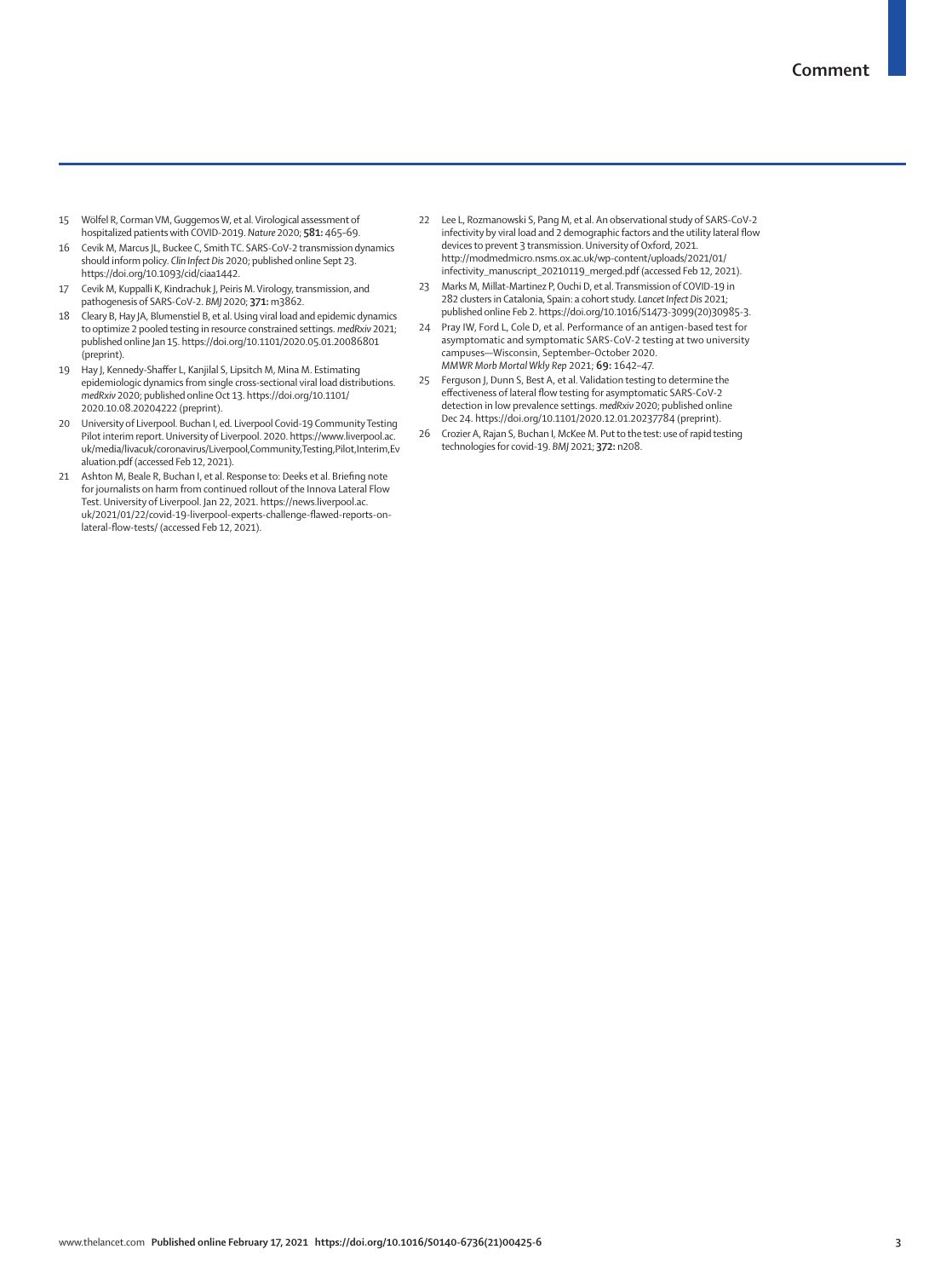15 Wölfel R, Corman VM, Guggemos W, et al. Virological assessment of hospitalized patients with COVID-2019. *Nature* 2020; **581:** 465–69.

16 Cevik M, Marcus JL, Buckee C, Smith TC. SARS-CoV-2 transmission dynamics should inform policy. *Clin Infect Dis* 2020; published online Sept 23. https://doi.org/10.1093/cid/ciaa1442.

17 Cevik M, Kuppalli K, Kindrachuk J, Peiris M. Virology, transmission, and pathogenesis of SARS-CoV-2. *BMJ* 2020; **371:** m3862.

18 Cleary B, Hay JA, Blumenstiel B, et al. Using viral load and epidemic dynamics to optimize 2 pooled testing in resource constrained settings. *medRxiv* 2021; published online Jan 15. https://doi.org/10.1101/2020.05.01.20086801 (preprint).

19 Hay J, Kennedy-Shaffer L, Kanjilal S, Lipsitch M, Mina M. Estimating epidemiologic dynamics from single cross-sectional viral load distributions. *medRxiv* 2020; published online Oct 13. https://doi.org/10.1101/2020.10.08.20204222 (preprint).

20 University of Liverpool. Buchan I, ed. Liverpool Covid-19 Community Testing Pilot interim report. University of Liverpool. 2020. https://www.liverpool.ac.uk/media/livacuk/coronavirus/Liverpool,Community,Testing,Pilot,Interim,Evaluation.pdf (accessed Feb 12, 2021).

21 Ashton M, Beale R, Buchan I, et al. Response to: Deeks et al. Briefing note for journalists on harm from continued rollout of the Innova Lateral Flow Test. University of Liverpool. Jan 22, 2021. https://news.liverpool.ac.uk/2021/01/22/covid-19-liverpool-experts-challenge-flawed-reports-on-lateral-flow-tests/ (accessed Feb 12, 2021).

22 Lee L, Rozmanowski S, Pang M, et al. An observational study of SARS-CoV-2 infectivity by viral load and 2 demographic factors and the utility lateral flow devices to prevent 3 transmission. University of Oxford, 2021. http://modmedmicro.nsms.ox.ac.uk/wp-content/uploads/2021/01/infectivity_manuscript_20210119_merged.pdf (accessed Feb 12, 2021).

23 Marks M, Millat-Martinez P, Ouchi D, et al. Transmission of COVID-19 in 282 clusters in Catalonia, Spain: a cohort study. *Lancet Infect Dis* 2021; published online Feb 2. https://doi.org/10.1016/S1473-3099(20)30985-3.

24 Pray IW, Ford L, Cole D, et al. Performance of an antigen-based test for asymptomatic and symptomatic SARS-CoV-2 testing at two university campuses—Wisconsin, September–October 2020. *MMWR Morb Mortal Wkly Rep* 2021; **69:** 1642–47.

25 Ferguson J, Dunn S, Best A, et al. Validation testing to determine the effectiveness of lateral flow testing for asymptomatic SARS-CoV-2 detection in low prevalence settings. *medRxiv* 2020; published online Dec 24. https://doi.org/10.1101/2020.12.01.20237784 (preprint).

26 Crozier A, Rajan S, Buchan I, McKee M. Put to the test: use of rapid testing technologies for covid-19. *BMJ* 2021; **372:** n208.